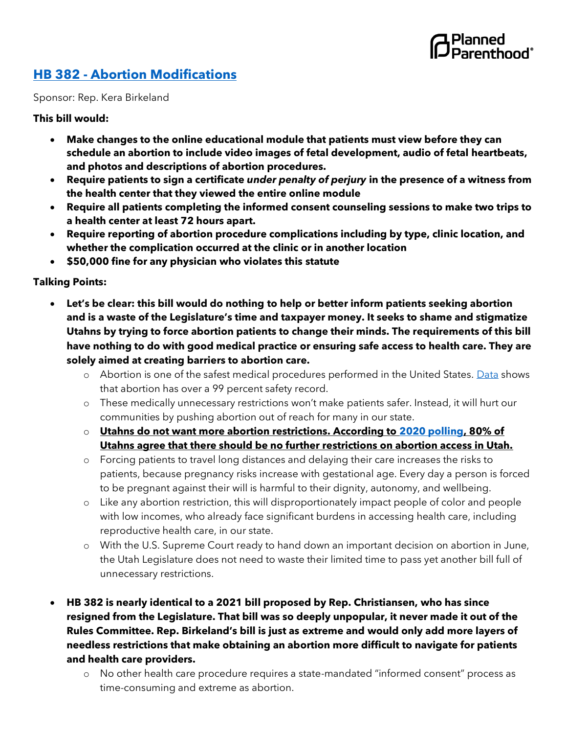Planned Parenthood®

## [HB 382 - Abortion Modifications]

Sponsor: Rep. Kera Birkeland

**This bill would:**

- **Make changes to the online educational module that patients must view before they can schedule an abortion to include video images of fetal development, audio of fetal heartbeats, and photos and descriptions of abortion procedures.**
- **Require patients to sign a certificate *under penalty of perjury* in the presence of a witness from the health center that they viewed the entire online module**
- **Require all patients completing the informed consent counseling sessions to make two trips to a health center at least 72 hours apart.**
- **Require reporting of abortion procedure complications including by type, clinic location, and whether the complication occurred at the clinic or in another location**
- **$50,000 fine for any physician who violates this statute**

**Talking Points:**

- **Let's be clear: this bill would do nothing to help or better inform patients seeking abortion and is a waste of the Legislature's time and taxpayer money. It seeks to shame and stigmatize Utahns by trying to force abortion patients to change their minds. The requirements of this bill have nothing to do with good medical practice or ensuring safe access to health care. They are solely aimed at creating barriers to abortion care.**
  - Abortion is one of the safest medical procedures performed in the United States. [Data] shows that abortion has over a 99 percent safety record.
  - These medically unnecessary restrictions won't make patients safer. Instead, it will hurt our communities by pushing abortion out of reach for many in our state.
  - **Utahns do not want more abortion restrictions. According to [2020 polling], 80% of Utahns agree that there should be no further restrictions on abortion access in Utah.**
  - Forcing patients to travel long distances and delaying their care increases the risks to patients, because pregnancy risks increase with gestational age. Every day a person is forced to be pregnant against their will is harmful to their dignity, autonomy, and wellbeing.
  - Like any abortion restriction, this will disproportionately impact people of color and people with low incomes, who already face significant burdens in accessing health care, including reproductive health care, in our state.
  - With the U.S. Supreme Court ready to hand down an important decision on abortion in June, the Utah Legislature does not need to waste their limited time to pass yet another bill full of unnecessary restrictions.

- **HB 382 is nearly identical to a 2021 bill proposed by Rep. Christiansen, who has since resigned from the Legislature. That bill was so deeply unpopular, it never made it out of the Rules Committee. Rep. Birkeland's bill is just as extreme and would only add more layers of needless restrictions that make obtaining an abortion more difficult to navigate for patients and health care providers.**
  - No other health care procedure requires a state-mandated "informed consent" process as time-consuming and extreme as abortion.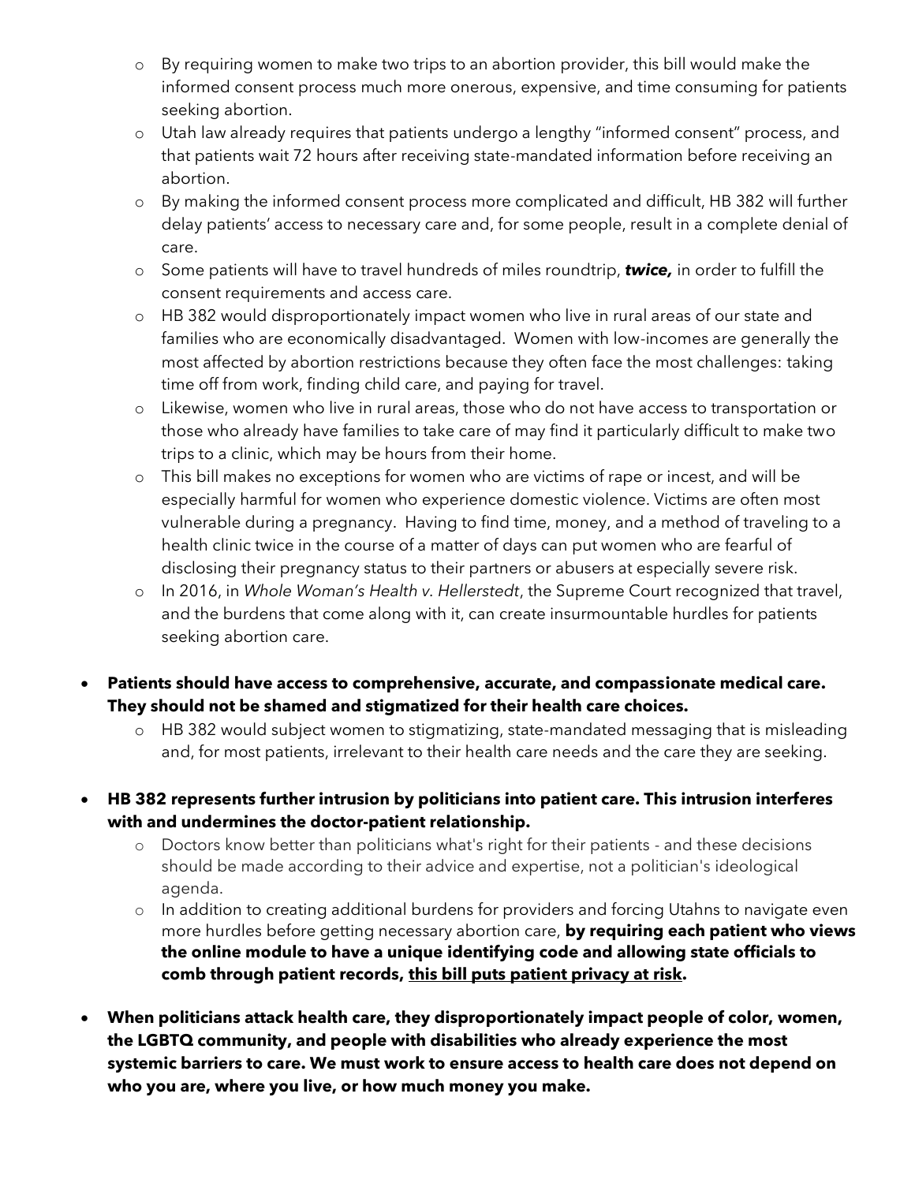- By requiring women to make two trips to an abortion provider, this bill would make the informed consent process much more onerous, expensive, and time consuming for patients seeking abortion.
  - Utah law already requires that patients undergo a lengthy "informed consent" process, and that patients wait 72 hours after receiving state-mandated information before receiving an abortion.
  - By making the informed consent process more complicated and difficult, HB 382 will further delay patients' access to necessary care and, for some people, result in a complete denial of care.
  - Some patients will have to travel hundreds of miles roundtrip, ***twice,*** in order to fulfill the consent requirements and access care.
  - HB 382 would disproportionately impact women who live in rural areas of our state and families who are economically disadvantaged. Women with low-incomes are generally the most affected by abortion restrictions because they often face the most challenges: taking time off from work, finding child care, and paying for travel.
  - Likewise, women who live in rural areas, those who do not have access to transportation or those who already have families to take care of may find it particularly difficult to make two trips to a clinic, which may be hours from their home.
  - This bill makes no exceptions for women who are victims of rape or incest, and will be especially harmful for women who experience domestic violence. Victims are often most vulnerable during a pregnancy. Having to find time, money, and a method of traveling to a health clinic twice in the course of a matter of days can put women who are fearful of disclosing their pregnancy status to their partners or abusers at especially severe risk.
  - In 2016, in *Whole Woman's Health v. Hellerstedt*, the Supreme Court recognized that travel, and the burdens that come along with it, can create insurmountable hurdles for patients seeking abortion care.

- **Patients should have access to comprehensive, accurate, and compassionate medical care. They should not be shamed and stigmatized for their health care choices.**
  - HB 382 would subject women to stigmatizing, state-mandated messaging that is misleading and, for most patients, irrelevant to their health care needs and the care they are seeking.

- **HB 382 represents further intrusion by politicians into patient care. This intrusion interferes with and undermines the doctor-patient relationship.**
  - Doctors know better than politicians what's right for their patients - and these decisions should be made according to their advice and expertise, not a politician's ideological agenda.
  - In addition to creating additional burdens for providers and forcing Utahns to navigate even more hurdles before getting necessary abortion care, **by requiring each patient who views the online module to have a unique identifying code and allowing state officials to comb through patient records, <u>this bill puts patient privacy at risk</u>.**

- **When politicians attack health care, they disproportionately impact people of color, women, the LGBTQ community, and people with disabilities who already experience the most systemic barriers to care. We must work to ensure access to health care does not depend on who you are, where you live, or how much money you make.**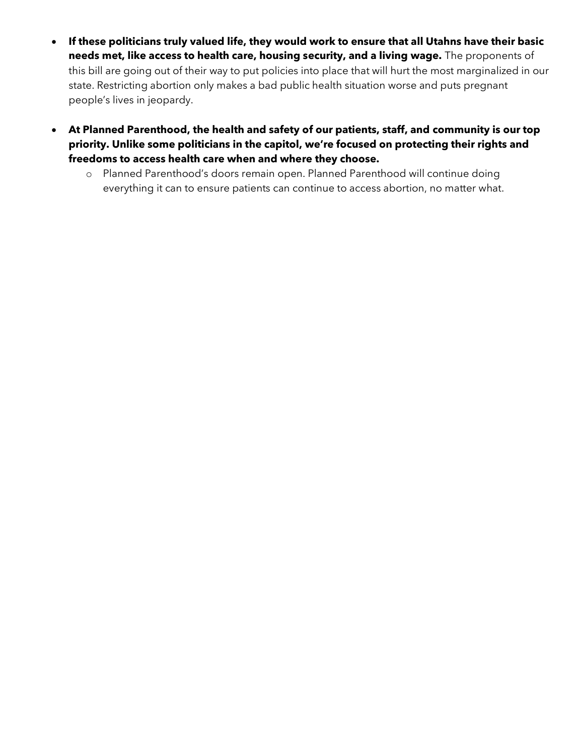- **If these politicians truly valued life, they would work to ensure that all Utahns have their basic needs met, like access to health care, housing security, and a living wage.** The proponents of this bill are going out of their way to put policies into place that will hurt the most marginalized in our state. Restricting abortion only makes a bad public health situation worse and puts pregnant people's lives in jeopardy.

- **At Planned Parenthood, the health and safety of our patients, staff, and community is our top priority. Unlike some politicians in the capitol, we're focused on protecting their rights and freedoms to access health care when and where they choose.**
  - Planned Parenthood's doors remain open. Planned Parenthood will continue doing everything it can to ensure patients can continue to access abortion, no matter what.